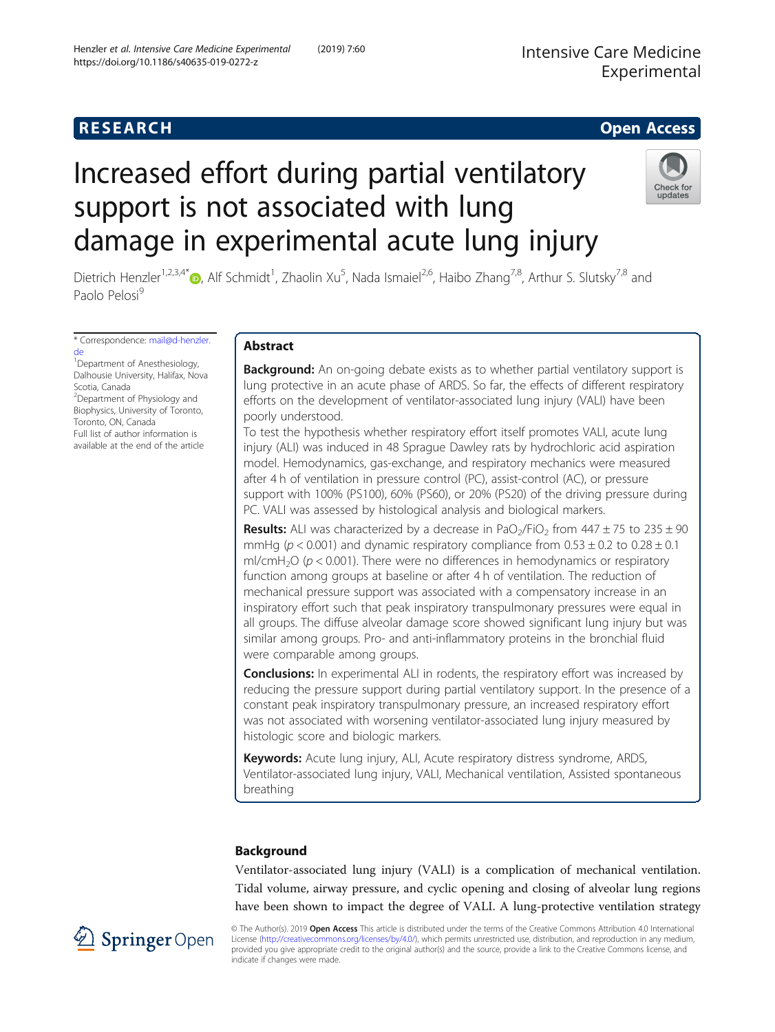RESEARCH Open Access

# Increased effort during partial ventilatory support is not associated with lung damage in experimental acute lung injury

Dietrich Henzler[1,2,3,4*], Alf Schmidt[1], Zhaolin Xu[5], Nada Ismaiel[2,6], Haibo Zhang[7,8], Arthur S. Slutsky[7,8] and Paolo Pelosi[9]

\* Correspondence: mail@d-henzler.de

[1]Department of Anesthesiology, Dalhousie University, Halifax, Nova Scotia, Canada

[2]Department of Physiology and Biophysics, University of Toronto, Toronto, ON, Canada

Full list of author information is available at the end of the article

## Abstract

**Background:** An on-going debate exists as to whether partial ventilatory support is lung protective in an acute phase of ARDS. So far, the effects of different respiratory efforts on the development of ventilator-associated lung injury (VALI) have been poorly understood.

To test the hypothesis whether respiratory effort itself promotes VALI, acute lung injury (ALI) was induced in 48 Sprague Dawley rats by hydrochloric acid aspiration model. Hemodynamics, gas-exchange, and respiratory mechanics were measured after 4 h of ventilation in pressure control (PC), assist-control (AC), or pressure support with 100% (PS100), 60% (PS60), or 20% (PS20) of the driving pressure during PC. VALI was assessed by histological analysis and biological markers.

**Results:** ALI was characterized by a decrease in $PaO_2/FiO_2$ from 447 ± 75 to 235 ± 90 mmHg ($p < 0.001$) and dynamic respiratory compliance from 0.53 ± 0.2 to 0.28 ± 0.1 ml/cm$H_2O$ ($p < 0.001$). There were no differences in hemodynamics or respiratory function among groups at baseline or after 4 h of ventilation. The reduction of mechanical pressure support was associated with a compensatory increase in an inspiratory effort such that peak inspiratory transpulmonary pressures were equal in all groups. The diffuse alveolar damage score showed significant lung injury but was similar among groups. Pro- and anti-inflammatory proteins in the bronchial fluid were comparable among groups.

**Conclusions:** In experimental ALI in rodents, the respiratory effort was increased by reducing the pressure support during partial ventilatory support. In the presence of a constant peak inspiratory transpulmonary pressure, an increased respiratory effort was not associated with worsening ventilator-associated lung injury measured by histologic score and biologic markers.

**Keywords:** Acute lung injury, ALI, Acute respiratory distress syndrome, ARDS, Ventilator-associated lung injury, VALI, Mechanical ventilation, Assisted spontaneous breathing

## Background

Ventilator-associated lung injury (VALI) is a complication of mechanical ventilation. Tidal volume, airway pressure, and cyclic opening and closing of alveolar lung regions have been shown to impact the degree of VALI. A lung-protective ventilation strategy

© The Author(s). 2019 **Open Access** This article is distributed under the terms of the Creative Commons Attribution 4.0 International License (http://creativecommons.org/licenses/by/4.0/), which permits unrestricted use, distribution, and reproduction in any medium, provided you give appropriate credit to the original author(s) and the source, provide a link to the Creative Commons license, and indicate if changes were made.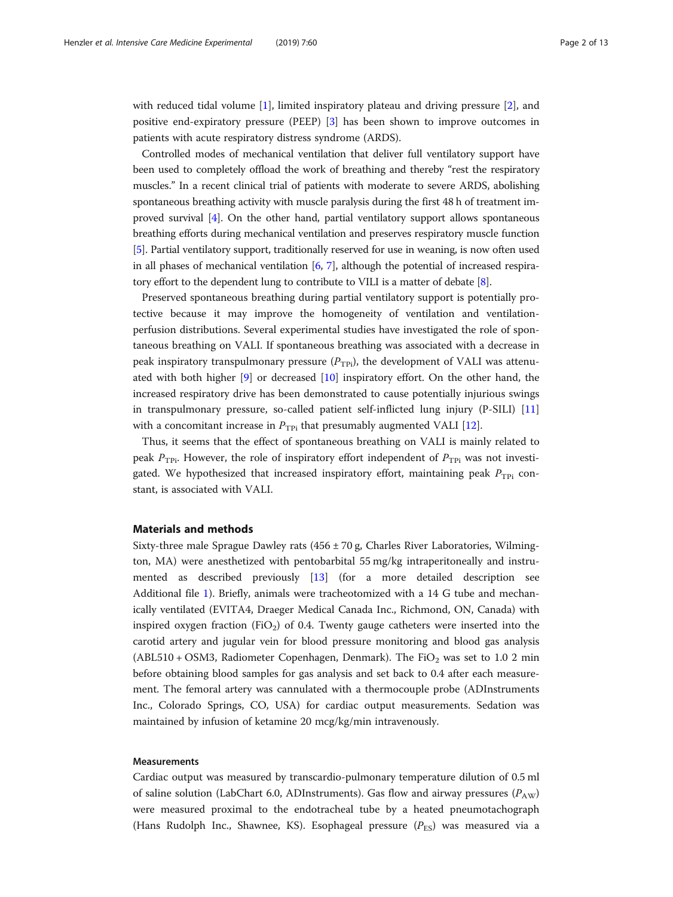with reduced tidal volume [1], limited inspiratory plateau and driving pressure [2], and positive end-expiratory pressure (PEEP) [3] has been shown to improve outcomes in patients with acute respiratory distress syndrome (ARDS).

Controlled modes of mechanical ventilation that deliver full ventilatory support have been used to completely offload the work of breathing and thereby "rest the respiratory muscles." In a recent clinical trial of patients with moderate to severe ARDS, abolishing spontaneous breathing activity with muscle paralysis during the first 48 h of treatment improved survival [4]. On the other hand, partial ventilatory support allows spontaneous breathing efforts during mechanical ventilation and preserves respiratory muscle function [5]. Partial ventilatory support, traditionally reserved for use in weaning, is now often used in all phases of mechanical ventilation [6, 7], although the potential of increased respiratory effort to the dependent lung to contribute to VILI is a matter of debate [8].

Preserved spontaneous breathing during partial ventilatory support is potentially protective because it may improve the homogeneity of ventilation and ventilation-perfusion distributions. Several experimental studies have investigated the role of spontaneous breathing on VALI. If spontaneous breathing was associated with a decrease in peak inspiratory transpulmonary pressure ($P_{\mathrm{TPi}}$), the development of VALI was attenuated with both higher [9] or decreased [10] inspiratory effort. On the other hand, the increased respiratory drive has been demonstrated to cause potentially injurious swings in transpulmonary pressure, so-called patient self-inflicted lung injury (P-SILI) [11] with a concomitant increase in $P_{\mathrm{TPi}}$ that presumably augmented VALI [12].

Thus, it seems that the effect of spontaneous breathing on VALI is mainly related to peak $P_{\mathrm{TPi}}$. However, the role of inspiratory effort independent of $P_{\mathrm{TPi}}$ was not investigated. We hypothesized that increased inspiratory effort, maintaining peak $P_{\mathrm{TPi}}$ constant, is associated with VALI.

## Materials and methods

Sixty-three male Sprague Dawley rats (456 ± 70 g, Charles River Laboratories, Wilmington, MA) were anesthetized with pentobarbital 55 mg/kg intraperitoneally and instrumented as described previously [13] (for a more detailed description see Additional file 1). Briefly, animals were tracheotomized with a 14 G tube and mechanically ventilated (EVITA4, Draeger Medical Canada Inc., Richmond, ON, Canada) with inspired oxygen fraction ($FiO_2$) of 0.4. Twenty gauge catheters were inserted into the carotid artery and jugular vein for blood pressure monitoring and blood gas analysis (ABL510 + OSM3, Radiometer Copenhagen, Denmark). The $FiO_2$ was set to 1.0 2 min before obtaining blood samples for gas analysis and set back to 0.4 after each measurement. The femoral artery was cannulated with a thermocouple probe (ADInstruments Inc., Colorado Springs, CO, USA) for cardiac output measurements. Sedation was maintained by infusion of ketamine 20 mcg/kg/min intravenously.

### Measurements

Cardiac output was measured by transcardio-pulmonary temperature dilution of 0.5 ml of saline solution (LabChart 6.0, ADInstruments). Gas flow and airway pressures ($P_{\mathrm{AW}}$) were measured proximal to the endotracheal tube by a heated pneumotachograph (Hans Rudolph Inc., Shawnee, KS). Esophageal pressure ($P_{\mathrm{ES}}$) was measured via a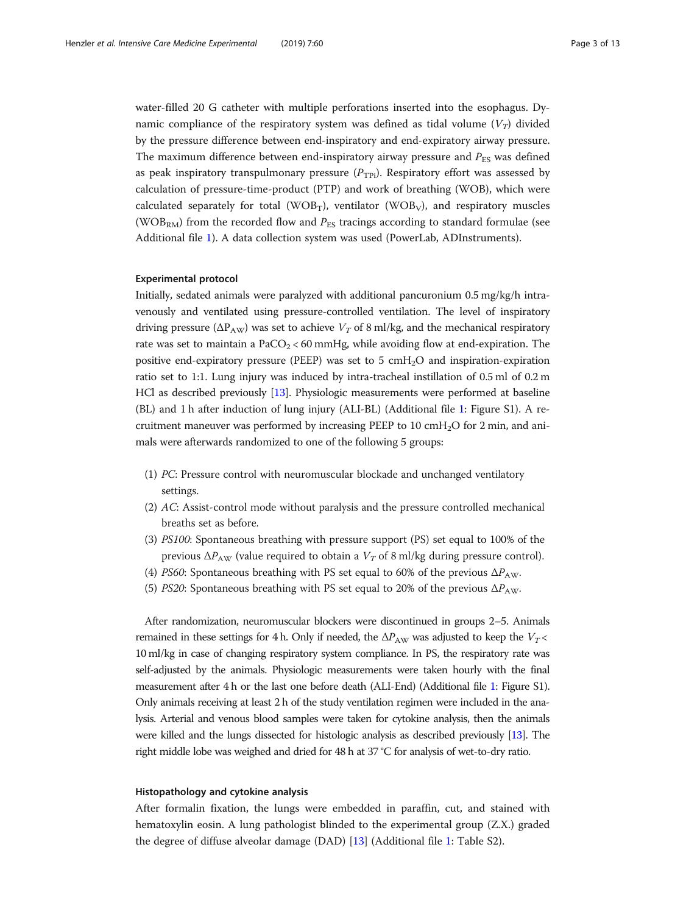water-filled 20 G catheter with multiple perforations inserted into the esophagus. Dynamic compliance of the respiratory system was defined as tidal volume ($V_T$) divided by the pressure difference between end-inspiratory and end-expiratory airway pressure. The maximum difference between end-inspiratory airway pressure and $P_{ES}$ was defined as peak inspiratory transpulmonary pressure ($P_{TPi}$). Respiratory effort was assessed by calculation of pressure-time-product (PTP) and work of breathing (WOB), which were calculated separately for total ($WOB_T$), ventilator ($WOB_V$), and respiratory muscles ($WOB_{RM}$) from the recorded flow and $P_{ES}$ tracings according to standard formulae (see Additional file 1). A data collection system was used (PowerLab, ADInstruments).

### Experimental protocol

Initially, sedated animals were paralyzed with additional pancuronium 0.5 mg/kg/h intravenously and ventilated using pressure-controlled ventilation. The level of inspiratory driving pressure ($\Delta P_{AW}$) was set to achieve $V_T$ of 8 ml/kg, and the mechanical respiratory rate was set to maintain a $PaCO_2 < 60$ mmHg, while avoiding flow at end-expiration. The positive end-expiratory pressure (PEEP) was set to 5 $cmH_2O$ and inspiration-expiration ratio set to 1:1. Lung injury was induced by intra-tracheal instillation of 0.5 ml of 0.2 m HCl as described previously [13]. Physiologic measurements were performed at baseline (BL) and 1 h after induction of lung injury (ALI-BL) (Additional file 1: Figure S1). A recruitment maneuver was performed by increasing PEEP to 10 $cmH_2O$ for 2 min, and animals were afterwards randomized to one of the following 5 groups:

(1) *PC*: Pressure control with neuromuscular blockade and unchanged ventilatory settings.
(2) *AC*: Assist-control mode without paralysis and the pressure controlled mechanical breaths set as before.
(3) *PS100*: Spontaneous breathing with pressure support (PS) set equal to 100% of the previous $\Delta P_{AW}$ (value required to obtain a $V_T$ of 8 ml/kg during pressure control).
(4) *PS60*: Spontaneous breathing with PS set equal to 60% of the previous $\Delta P_{AW}$.
(5) *PS20*: Spontaneous breathing with PS set equal to 20% of the previous $\Delta P_{AW}$.

After randomization, neuromuscular blockers were discontinued in groups 2–5. Animals remained in these settings for 4 h. Only if needed, the $\Delta P_{AW}$ was adjusted to keep the $V_T <$ 10 ml/kg in case of changing respiratory system compliance. In PS, the respiratory rate was self-adjusted by the animals. Physiologic measurements were taken hourly with the final measurement after 4 h or the last one before death (ALI-End) (Additional file 1: Figure S1). Only animals receiving at least 2 h of the study ventilation regimen were included in the analysis. Arterial and venous blood samples were taken for cytokine analysis, then the animals were killed and the lungs dissected for histologic analysis as described previously [13]. The right middle lobe was weighed and dried for 48 h at 37 °C for analysis of wet-to-dry ratio.

### Histopathology and cytokine analysis

After formalin fixation, the lungs were embedded in paraffin, cut, and stained with hematoxylin eosin. A lung pathologist blinded to the experimental group (Z.X.) graded the degree of diffuse alveolar damage (DAD) [13] (Additional file 1: Table S2).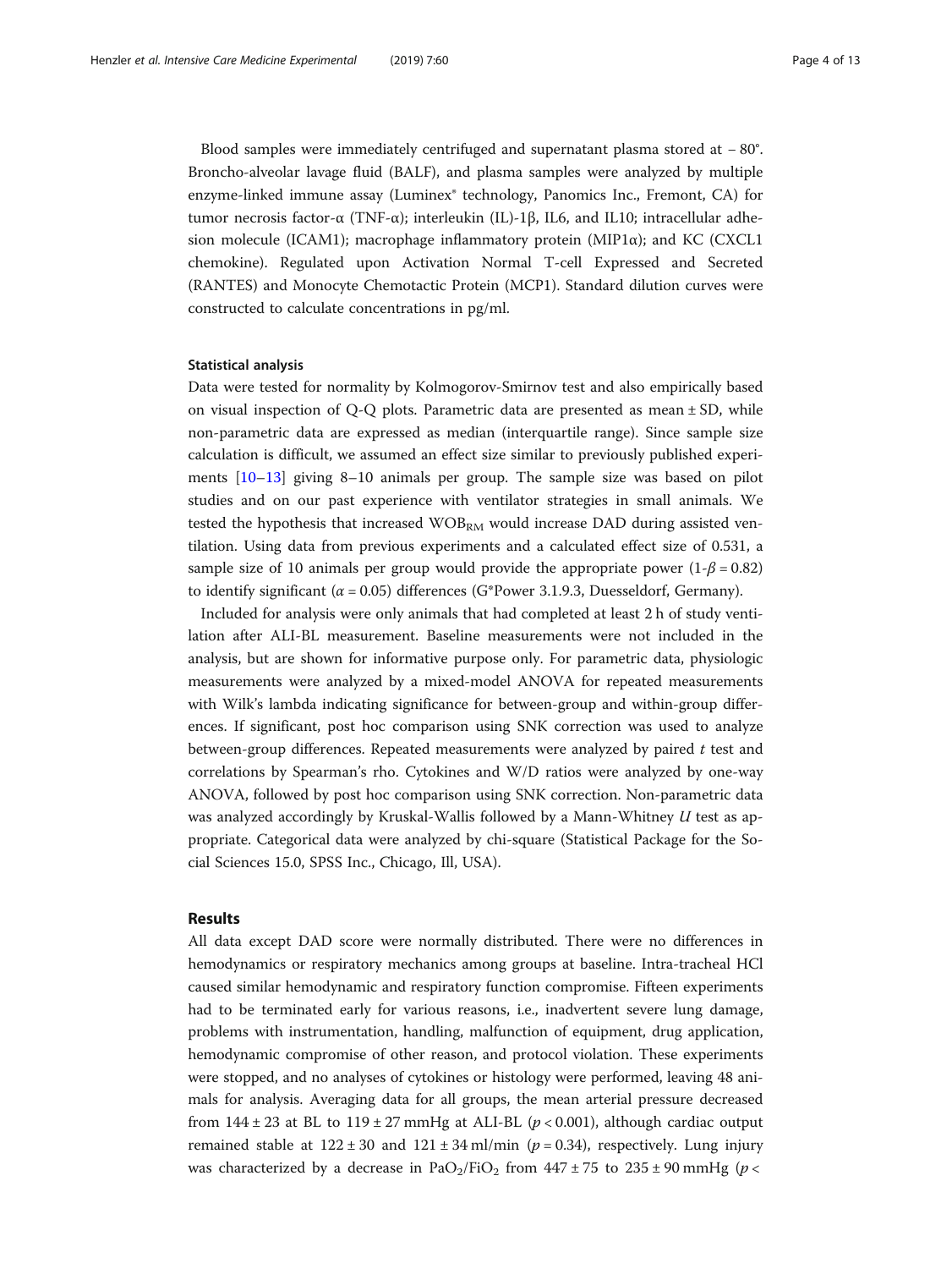Blood samples were immediately centrifuged and supernatant plasma stored at − 80°. Broncho-alveolar lavage fluid (BALF), and plasma samples were analyzed by multiple enzyme-linked immune assay (Luminex® technology, Panomics Inc., Fremont, CA) for tumor necrosis factor-α (TNF-α); interleukin (IL)-1β, IL6, and IL10; intracellular adhesion molecule (ICAM1); macrophage inflammatory protein (MIP1α); and KC (CXCL1 chemokine). Regulated upon Activation Normal T-cell Expressed and Secreted (RANTES) and Monocyte Chemotactic Protein (MCP1). Standard dilution curves were constructed to calculate concentrations in pg/ml.

### Statistical analysis

Data were tested for normality by Kolmogorov-Smirnov test and also empirically based on visual inspection of Q-Q plots. Parametric data are presented as mean ± SD, while non-parametric data are expressed as median (interquartile range). Since sample size calculation is difficult, we assumed an effect size similar to previously published experiments [10–13] giving 8–10 animals per group. The sample size was based on pilot studies and on our past experience with ventilator strategies in small animals. We tested the hypothesis that increased $WOB_{RM}$ would increase DAD during assisted ventilation. Using data from previous experiments and a calculated effect size of 0.531, a sample size of 10 animals per group would provide the appropriate power ($1\text{-}\beta = 0.82$) to identify significant ($\alpha = 0.05$) differences (G*Power 3.1.9.3, Duesseldorf, Germany).

Included for analysis were only animals that had completed at least 2 h of study ventilation after ALI-BL measurement. Baseline measurements were not included in the analysis, but are shown for informative purpose only. For parametric data, physiologic measurements were analyzed by a mixed-model ANOVA for repeated measurements with Wilk's lambda indicating significance for between-group and within-group differences. If significant, post hoc comparison using SNK correction was used to analyze between-group differences. Repeated measurements were analyzed by paired *t* test and correlations by Spearman's rho. Cytokines and W/D ratios were analyzed by one-way ANOVA, followed by post hoc comparison using SNK correction. Non-parametric data was analyzed accordingly by Kruskal-Wallis followed by a Mann-Whitney *U* test as appropriate. Categorical data were analyzed by chi-square (Statistical Package for the Social Sciences 15.0, SPSS Inc., Chicago, Ill, USA).

## Results

All data except DAD score were normally distributed. There were no differences in hemodynamics or respiratory mechanics among groups at baseline. Intra-tracheal HCl caused similar hemodynamic and respiratory function compromise. Fifteen experiments had to be terminated early for various reasons, i.e., inadvertent severe lung damage, problems with instrumentation, handling, malfunction of equipment, drug application, hemodynamic compromise of other reason, and protocol violation. These experiments were stopped, and no analyses of cytokines or histology were performed, leaving 48 animals for analysis. Averaging data for all groups, the mean arterial pressure decreased from 144 ± 23 at BL to 119 ± 27 mmHg at ALI-BL ($p < 0.001$), although cardiac output remained stable at 122 ± 30 and 121 ± 34 ml/min ($p = 0.34$), respectively. Lung injury was characterized by a decrease in $PaO_2/FiO_2$ from 447 ± 75 to 235 ± 90 mmHg ($p <$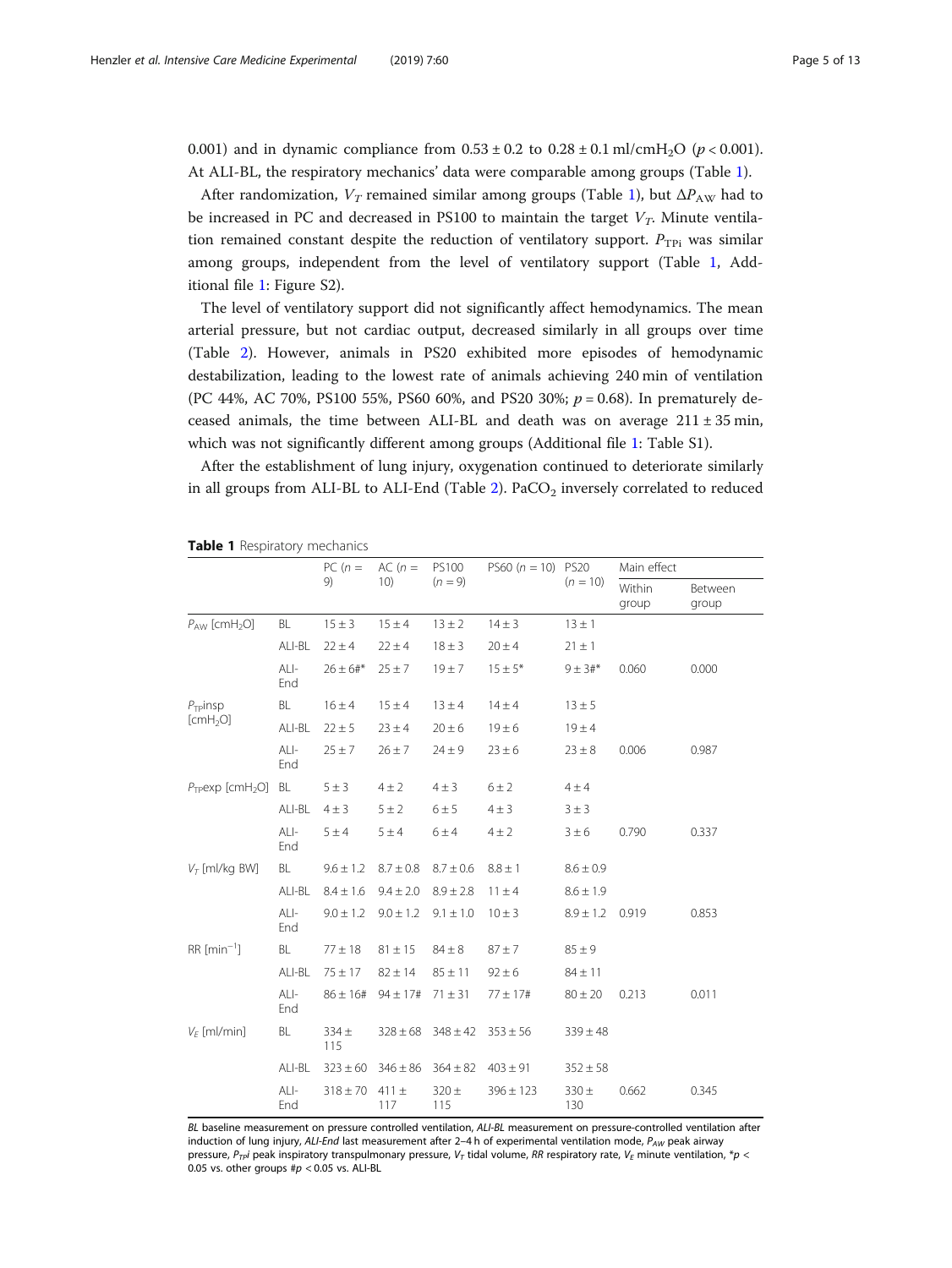0.001) and in dynamic compliance from 0.53 ± 0.2 to 0.28 ± 0.1 ml/cm$H_2O$ ($p < 0.001$). At ALI-BL, the respiratory mechanics' data were comparable among groups (Table 1).

After randomization, $V_T$ remained similar among groups (Table 1), but $\Delta P_{AW}$ had to be increased in PC and decreased in PS100 to maintain the target $V_T$. Minute ventilation remained constant despite the reduction of ventilatory support. $P_{TPi}$ was similar among groups, independent from the level of ventilatory support (Table 1, Additional file 1: Figure S2).

The level of ventilatory support did not significantly affect hemodynamics. The mean arterial pressure, but not cardiac output, decreased similarly in all groups over time (Table 2). However, animals in PS20 exhibited more episodes of hemodynamic destabilization, leading to the lowest rate of animals achieving 240 min of ventilation (PC 44%, AC 70%, PS100 55%, PS60 60%, and PS20 30%; $p = 0.68$). In prematurely deceased animals, the time between ALI-BL and death was on average 211 ± 35 min, which was not significantly different among groups (Additional file 1: Table S1).

After the establishment of lung injury, oxygenation continued to deteriorate similarly in all groups from ALI-BL to ALI-End (Table 2). $PaCO_2$ inversely correlated to reduced

**Table 1** Respiratory mechanics

| | | PC ($n$ = 9) | AC ($n$ = 10) | PS100 ($n$ = 9) | PS60 ($n$ = 10) | PS20 ($n$ = 10) | Main effect | |
|---|---|---|---|---|---|---|---|---|
| | | | | | | | Within group | Between group |
| $P_{AW}$ [cm$H_2O$] | BL | 15 ± 3 | 15 ± 4 | 13 ± 2 | 14 ± 3 | 13 ± 1 | | |
| | ALI-BL | 22 ± 4 | 22 ± 4 | 18 ± 3 | 20 ± 4 | 21 ± 1 | | |
| | ALI-End | 26 ± 6#* | 25 ± 7 | 19 ± 7 | 15 ± 5* | 9 ± 3#* | 0.060 | 0.000 |
| $P_{TP}$insp [cm$H_2O$] | BL | 16 ± 4 | 15 ± 4 | 13 ± 4 | 14 ± 4 | 13 ± 5 | | |
| | ALI-BL | 22 ± 5 | 23 ± 4 | 20 ± 6 | 19 ± 6 | 19 ± 4 | | |
| | ALI-End | 25 ± 7 | 26 ± 7 | 24 ± 9 | 23 ± 6 | 23 ± 8 | 0.006 | 0.987 |
| $P_{TP}$exp [cm$H_2O$] | BL | 5 ± 3 | 4 ± 2 | 4 ± 3 | 6 ± 2 | 4 ± 4 | | |
| | ALI-BL | 4 ± 3 | 5 ± 2 | 6 ± 5 | 4 ± 3 | 3 ± 3 | | |
| | ALI-End | 5 ± 4 | 5 ± 4 | 6 ± 4 | 4 ± 2 | 3 ± 6 | 0.790 | 0.337 |
| $V_T$ [ml/kg BW] | BL | 9.6 ± 1.2 | 8.7 ± 0.8 | 8.7 ± 0.6 | 8.8 ± 1 | 8.6 ± 0.9 | | |
| | ALI-BL | 8.4 ± 1.6 | 9.4 ± 2.0 | 8.9 ± 2.8 | 11 ± 4 | 8.6 ± 1.9 | | |
| | ALI-End | 9.0 ± 1.2 | 9.0 ± 1.2 | 9.1 ± 1.0 | 10 ± 3 | 8.9 ± 1.2 | 0.919 | 0.853 |
| RR [$min^{-1}$] | BL | 77 ± 18 | 81 ± 15 | 84 ± 8 | 87 ± 7 | 85 ± 9 | | |
| | ALI-BL | 75 ± 17 | 82 ± 14 | 85 ± 11 | 92 ± 6 | 84 ± 11 | | |
| | ALI-End | 86 ± 16# | 94 ± 17# | 71 ± 31 | 77 ± 17# | 80 ± 20 | 0.213 | 0.011 |
| $V_E$ [ml/min] | BL | 334 ± 115 | 328 ± 68 | 348 ± 42 | 353 ± 56 | 339 ± 48 | | |
| | ALI-BL | 323 ± 60 | 346 ± 86 | 364 ± 82 | 403 ± 91 | 352 ± 58 | | |
| | ALI-End | 318 ± 70 | 411 ± 117 | 320 ± 115 | 396 ± 123 | 330 ± 130 | 0.662 | 0.345 |

*BL* baseline measurement on pressure controlled ventilation, *ALI-BL* measurement on pressure-controlled ventilation after induction of lung injury, *ALI-End* last measurement after 2–4 h of experimental ventilation mode, $P_{AW}$ peak airway pressure, $P_{TP}I$ peak inspiratory transpulmonary pressure, $V_T$ tidal volume, *RR* respiratory rate, $V_E$ minute ventilation, *$p$ < 0.05 vs. other groups #$p$ < 0.05 vs. ALI-BL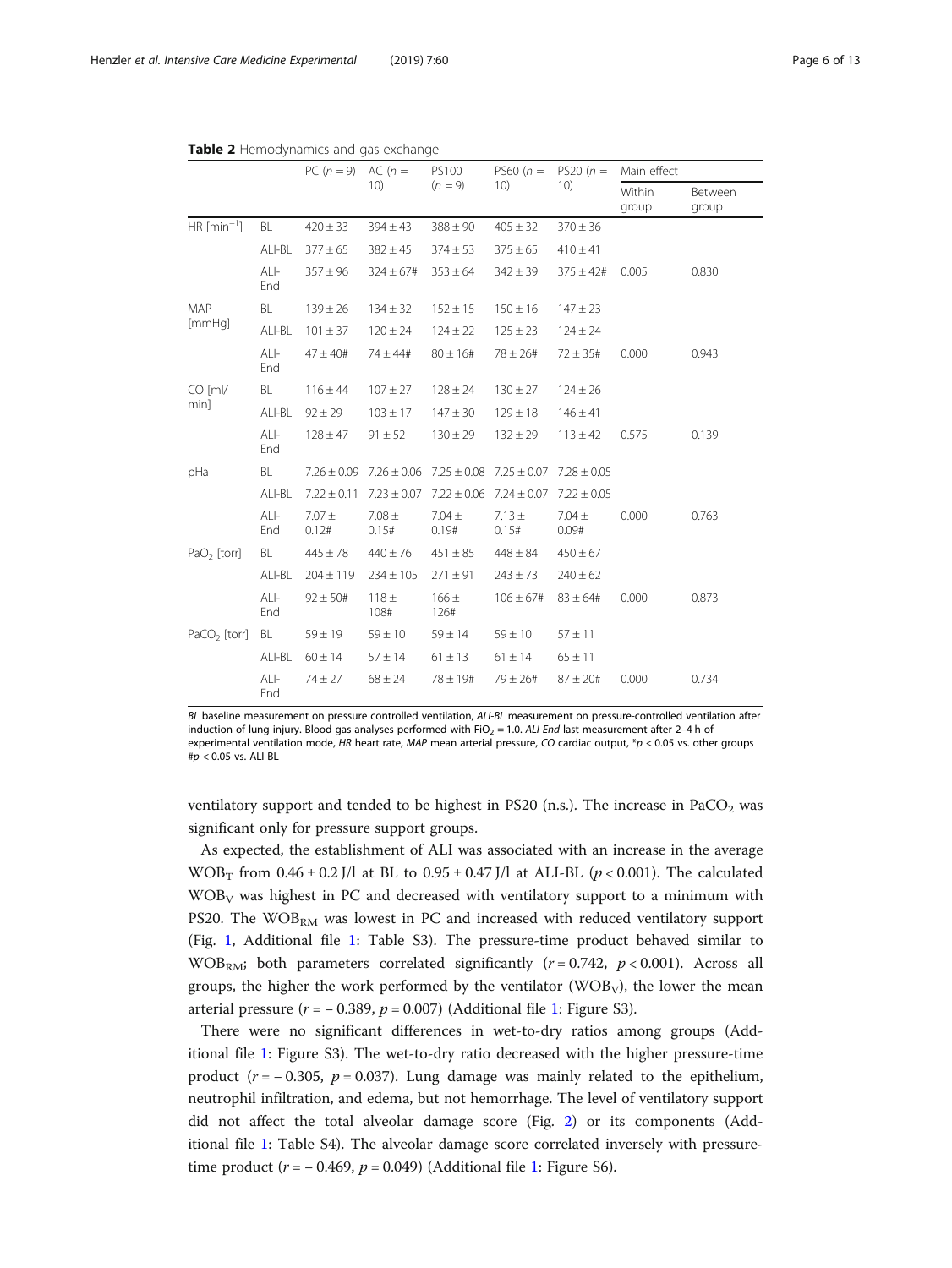**Table 2** Hemodynamics and gas exchange

| | | PC ($n = 9$) | AC ($n = 10$) | PS100 ($n = 9$) | PS60 ($n = 10$) | PS20 ($n = 10$) | Main effect | |
|---|---|---|---|---|---|---|---|---|
| | | | | | | | Within group | Between group |
| HR [$\min^{-1}$] | BL | 420 ± 33 | 394 ± 43 | 388 ± 90 | 405 ± 32 | 370 ± 36 | | |
| | ALI-BL | 377 ± 65 | 382 ± 45 | 374 ± 53 | 375 ± 65 | 410 ± 41 | | |
| | ALI-End | 357 ± 96 | 324 ± 67# | 353 ± 64 | 342 ± 39 | 375 ± 42# | 0.005 | 0.830 |
| MAP [mmHg] | BL | 139 ± 26 | 134 ± 32 | 152 ± 15 | 150 ± 16 | 147 ± 23 | | |
| | ALI-BL | 101 ± 37 | 120 ± 24 | 124 ± 22 | 125 ± 23 | 124 ± 24 | | |
| | ALI-End | 47 ± 40# | 74 ± 44# | 80 ± 16# | 78 ± 26# | 72 ± 35# | 0.000 | 0.943 |
| CO [ml/min] | BL | 116 ± 44 | 107 ± 27 | 128 ± 24 | 130 ± 27 | 124 ± 26 | | |
| | ALI-BL | 92 ± 29 | 103 ± 17 | 147 ± 30 | 129 ± 18 | 146 ± 41 | | |
| | ALI-End | 128 ± 47 | 91 ± 52 | 130 ± 29 | 132 ± 29 | 113 ± 42 | 0.575 | 0.139 |
| pHa | BL | 7.26 ± 0.09 | 7.26 ± 0.06 | 7.25 ± 0.08 | 7.25 ± 0.07 | 7.28 ± 0.05 | | |
| | ALI-BL | 7.22 ± 0.11 | 7.23 ± 0.07 | 7.22 ± 0.06 | 7.24 ± 0.07 | 7.22 ± 0.05 | | |
| | ALI-End | 7.07 ± 0.12# | 7.08 ± 0.15# | 7.04 ± 0.19# | 7.13 ± 0.15# | 7.04 ± 0.09# | 0.000 | 0.763 |
| $PaO_2$ [torr] | BL | 445 ± 78 | 440 ± 76 | 451 ± 85 | 448 ± 84 | 450 ± 67 | | |
| | ALI-BL | 204 ± 119 | 234 ± 105 | 271 ± 91 | 243 ± 73 | 240 ± 62 | | |
| | ALI-End | 92 ± 50# | 118 ± 108# | 166 ± 126# | 106 ± 67# | 83 ± 64# | 0.000 | 0.873 |
| $PaCO_2$ [torr] | BL | 59 ± 19 | 59 ± 10 | 59 ± 14 | 59 ± 10 | 57 ± 11 | | |
| | ALI-BL | 60 ± 14 | 57 ± 14 | 61 ± 13 | 61 ± 14 | 65 ± 11 | | |
| | ALI-End | 74 ± 27 | 68 ± 24 | 78 ± 19# | 79 ± 26# | 87 ± 20# | 0.000 | 0.734 |

*BL* baseline measurement on pressure controlled ventilation, *ALI-BL* measurement on pressure-controlled ventilation after induction of lung injury. Blood gas analyses performed with $FiO_2 = 1.0$. *ALI-End* last measurement after 2–4 h of experimental ventilation mode, *HR* heart rate, *MAP* mean arterial pressure, *CO* cardiac output, *$p < 0.05$ vs. other groups #$p < 0.05$ vs. ALI-BL

ventilatory support and tended to be highest in PS20 (n.s.). The increase in $PaCO_2$ was significant only for pressure support groups.

As expected, the establishment of ALI was associated with an increase in the average $WOB_T$ from 0.46 ± 0.2 J/l at BL to 0.95 ± 0.47 J/l at ALI-BL ($p < 0.001$). The calculated $WOB_V$ was highest in PC and decreased with ventilatory support to a minimum with PS20. The $WOB_{RM}$ was lowest in PC and increased with reduced ventilatory support (Fig. 1, Additional file 1: Table S3). The pressure-time product behaved similar to $WOB_{RM}$; both parameters correlated significantly ($r = 0.742$, $p < 0.001$). Across all groups, the higher the work performed by the ventilator ($WOB_V$), the lower the mean arterial pressure ($r = -0.389$, $p = 0.007$) (Additional file 1: Figure S3).

There were no significant differences in wet-to-dry ratios among groups (Additional file 1: Figure S3). The wet-to-dry ratio decreased with the higher pressure-time product ($r = -0.305$, $p = 0.037$). Lung damage was mainly related to the epithelium, neutrophil infiltration, and edema, but not hemorrhage. The level of ventilatory support did not affect the total alveolar damage score (Fig. 2) or its components (Additional file 1: Table S4). The alveolar damage score correlated inversely with pressure-time product ($r = -0.469$, $p = 0.049$) (Additional file 1: Figure S6).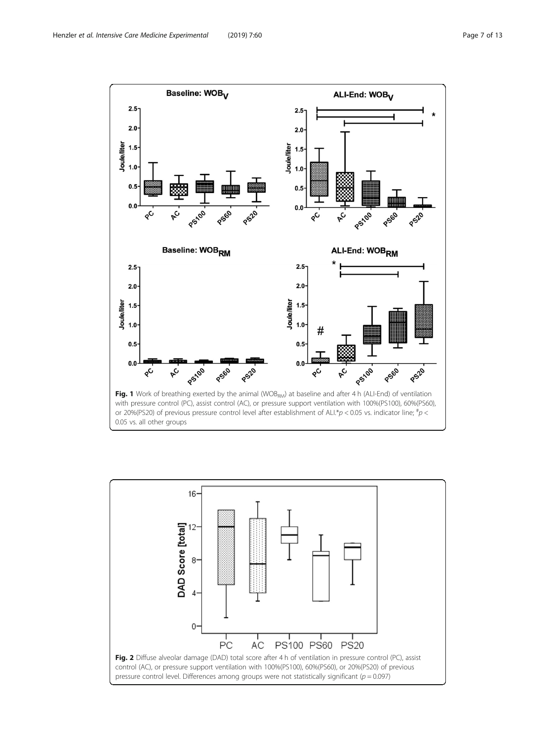**Fig. 1** Work of breathing exerted by the animal ($WOB_{RM}$) at baseline and after 4 h (ALI-End) of ventilation with pressure control (PC), assist control (AC), or pressure support ventilation with 100%(PS100), 60%(PS60), or 20%(PS20) of previous pressure control level after establishment of ALI.*$p < 0.05$ vs. indicator line; $^{\#}p <$ 0.05 vs. all other groups

**Fig. 2** Diffuse alveolar damage (DAD) total score after 4 h of ventilation in pressure control (PC), assist control (AC), or pressure support ventilation with 100%(PS100), 60%(PS60), or 20%(PS20) of previous pressure control level. Differences among groups were not statistically significant ($p = 0.097$)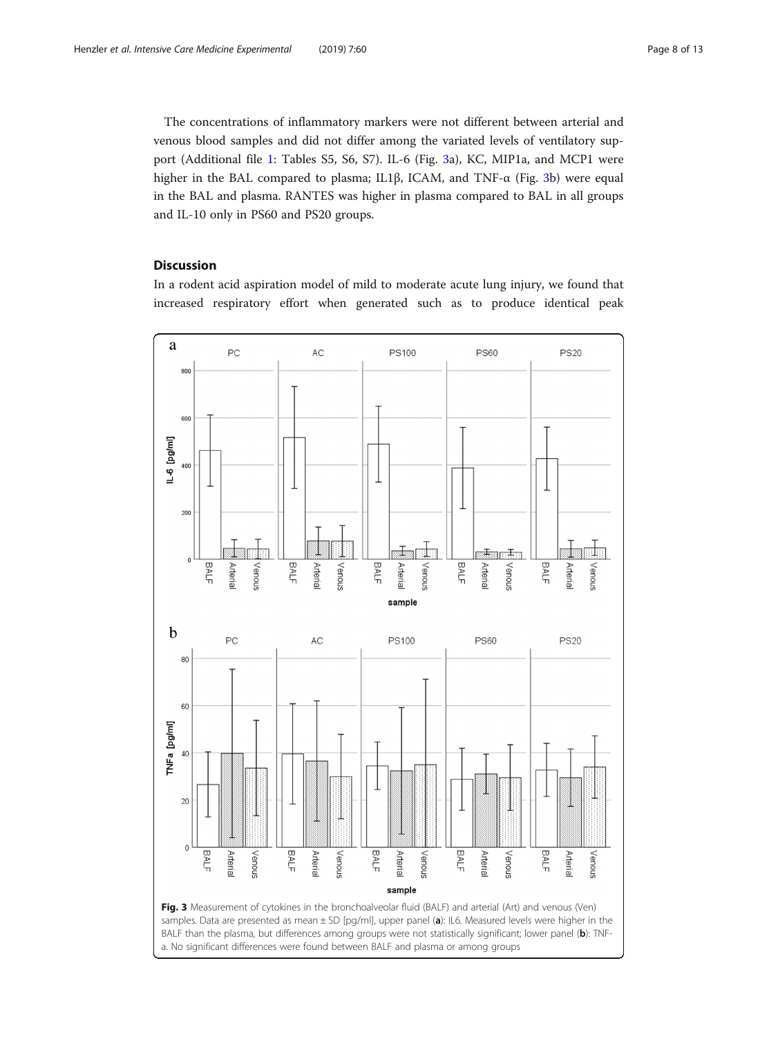The concentrations of inflammatory markers were not different between arterial and venous blood samples and did not differ among the variated levels of ventilatory support (Additional file 1: Tables S5, S6, S7). IL-6 (Fig. 3a), KC, MIP1a, and MCP1 were higher in the BAL compared to plasma; IL1β, ICAM, and TNF-α (Fig. 3b) were equal in the BAL and plasma. RANTES was higher in plasma compared to BAL in all groups and IL-10 only in PS60 and PS20 groups.

## Discussion

In a rodent acid aspiration model of mild to moderate acute lung injury, we found that increased respiratory effort when generated such as to produce identical peak

**Fig. 3** Measurement of cytokines in the bronchoalveolar fluid (BALF) and arterial (Art) and venous (Ven) samples. Data are presented as mean ± SD [pg/ml], upper panel (**a**): IL6. Measured levels were higher in the BALF than the plasma, but differences among groups were not statistically significant; lower panel (**b**): TNF-a. No significant differences were found between BALF and plasma or among groups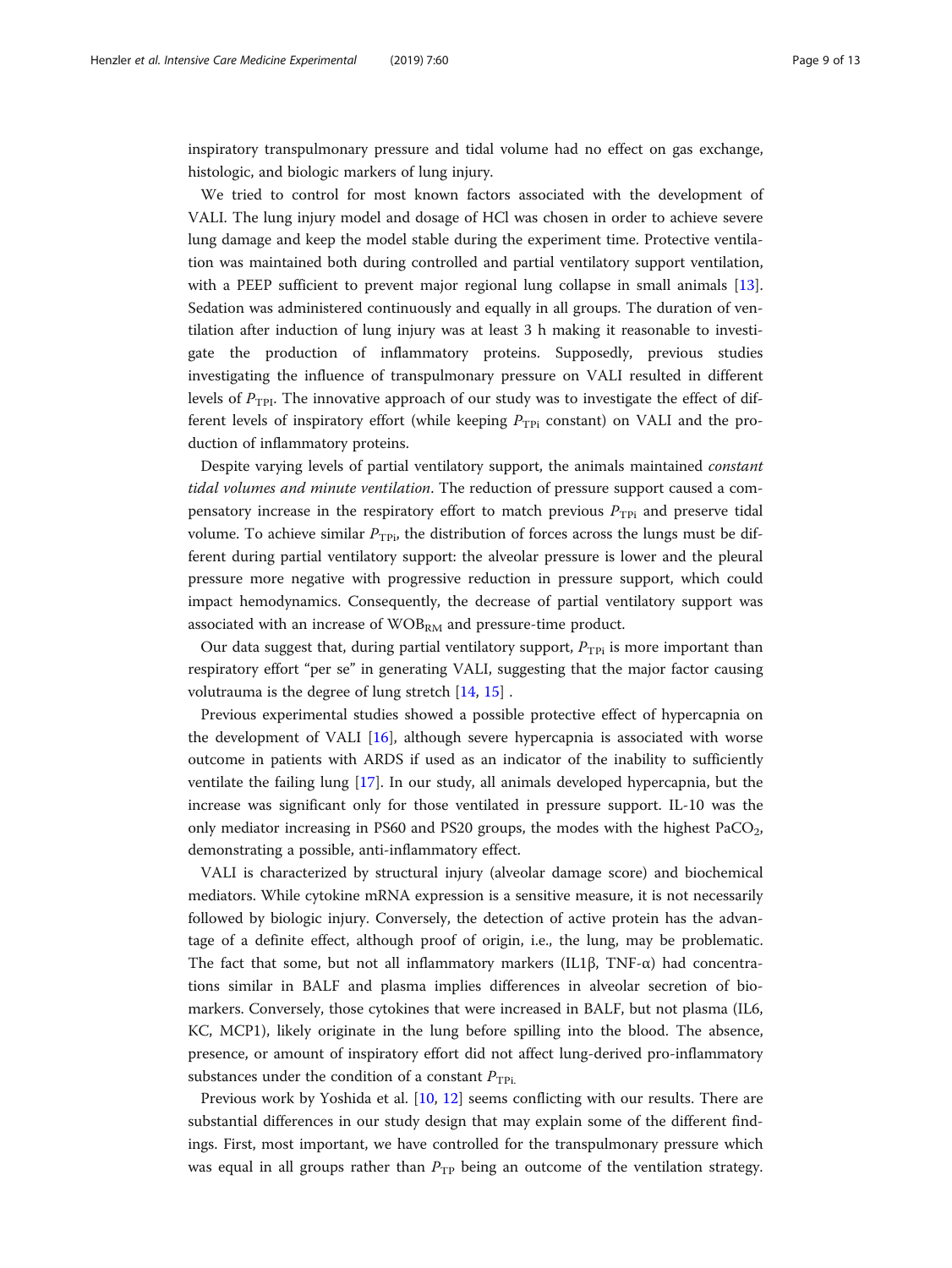inspiratory transpulmonary pressure and tidal volume had no effect on gas exchange, histologic, and biologic markers of lung injury.

We tried to control for most known factors associated with the development of VALI. The lung injury model and dosage of HCl was chosen in order to achieve severe lung damage and keep the model stable during the experiment time. Protective ventilation was maintained both during controlled and partial ventilatory support ventilation, with a PEEP sufficient to prevent major regional lung collapse in small animals [13]. Sedation was administered continuously and equally in all groups. The duration of ventilation after induction of lung injury was at least 3 h making it reasonable to investigate the production of inflammatory proteins. Supposedly, previous studies investigating the influence of transpulmonary pressure on VALI resulted in different levels of $P_{TPI}$. The innovative approach of our study was to investigate the effect of different levels of inspiratory effort (while keeping $P_{TPi}$ constant) on VALI and the production of inflammatory proteins.

Despite varying levels of partial ventilatory support, the animals maintained *constant tidal volumes and minute ventilation*. The reduction of pressure support caused a compensatory increase in the respiratory effort to match previous $P_{TPi}$ and preserve tidal volume. To achieve similar $P_{TPi}$, the distribution of forces across the lungs must be different during partial ventilatory support: the alveolar pressure is lower and the pleural pressure more negative with progressive reduction in pressure support, which could impact hemodynamics. Consequently, the decrease of partial ventilatory support was associated with an increase of $WOB_{RM}$ and pressure-time product.

Our data suggest that, during partial ventilatory support, $P_{TPi}$ is more important than respiratory effort "per se" in generating VALI, suggesting that the major factor causing volutrauma is the degree of lung stretch [14, 15] .

Previous experimental studies showed a possible protective effect of hypercapnia on the development of VALI [16], although severe hypercapnia is associated with worse outcome in patients with ARDS if used as an indicator of the inability to sufficiently ventilate the failing lung [17]. In our study, all animals developed hypercapnia, but the increase was significant only for those ventilated in pressure support. IL-10 was the only mediator increasing in PS60 and PS20 groups, the modes with the highest $PaCO_2$, demonstrating a possible, anti-inflammatory effect.

VALI is characterized by structural injury (alveolar damage score) and biochemical mediators. While cytokine mRNA expression is a sensitive measure, it is not necessarily followed by biologic injury. Conversely, the detection of active protein has the advantage of a definite effect, although proof of origin, i.e., the lung, may be problematic. The fact that some, but not all inflammatory markers (IL1β, TNF-α) had concentrations similar in BALF and plasma implies differences in alveolar secretion of biomarkers. Conversely, those cytokines that were increased in BALF, but not plasma (IL6, KC, MCP1), likely originate in the lung before spilling into the blood. The absence, presence, or amount of inspiratory effort did not affect lung-derived pro-inflammatory substances under the condition of a constant $P_{TPi.}$

Previous work by Yoshida et al. [10, 12] seems conflicting with our results. There are substantial differences in our study design that may explain some of the different findings. First, most important, we have controlled for the transpulmonary pressure which was equal in all groups rather than $P_{TP}$ being an outcome of the ventilation strategy.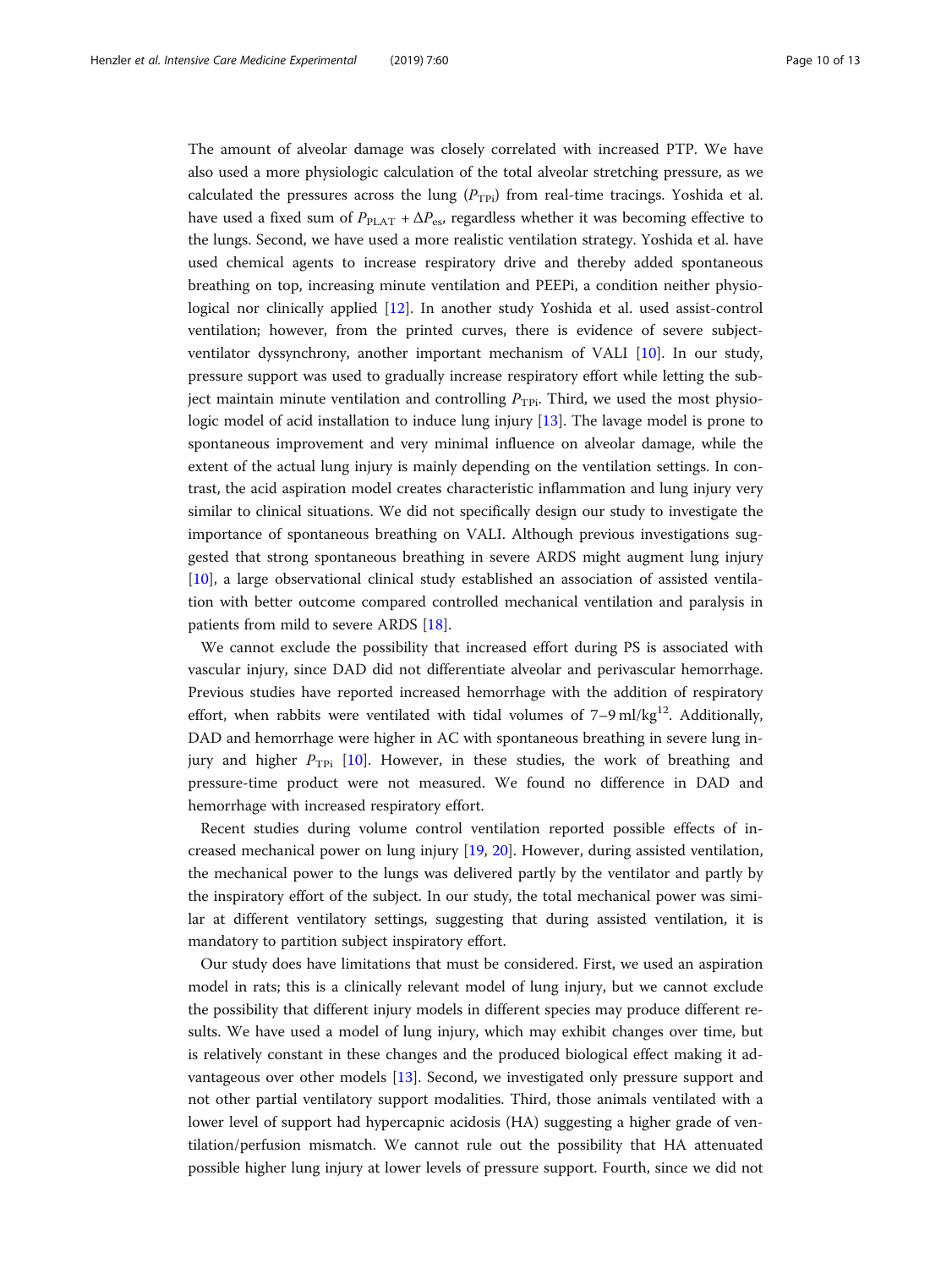The amount of alveolar damage was closely correlated with increased PTP. We have also used a more physiologic calculation of the total alveolar stretching pressure, as we calculated the pressures across the lung ($P_{\text{TPi}}$) from real-time tracings. Yoshida et al. have used a fixed sum of $P_{\text{PLAT}} + \Delta P_{\text{es}}$, regardless whether it was becoming effective to the lungs. Second, we have used a more realistic ventilation strategy. Yoshida et al. have used chemical agents to increase respiratory drive and thereby added spontaneous breathing on top, increasing minute ventilation and PEEPi, a condition neither physiological nor clinically applied [12]. In another study Yoshida et al. used assist-control ventilation; however, from the printed curves, there is evidence of severe subject-ventilator dyssynchrony, another important mechanism of VALI [10]. In our study, pressure support was used to gradually increase respiratory effort while letting the subject maintain minute ventilation and controlling $P_{\text{TPi}}$. Third, we used the most physiologic model of acid installation to induce lung injury [13]. The lavage model is prone to spontaneous improvement and very minimal influence on alveolar damage, while the extent of the actual lung injury is mainly depending on the ventilation settings. In contrast, the acid aspiration model creates characteristic inflammation and lung injury very similar to clinical situations. We did not specifically design our study to investigate the importance of spontaneous breathing on VALI. Although previous investigations suggested that strong spontaneous breathing in severe ARDS might augment lung injury [10], a large observational clinical study established an association of assisted ventilation with better outcome compared controlled mechanical ventilation and paralysis in patients from mild to severe ARDS [18].

We cannot exclude the possibility that increased effort during PS is associated with vascular injury, since DAD did not differentiate alveolar and perivascular hemorrhage. Previous studies have reported increased hemorrhage with the addition of respiratory effort, when rabbits were ventilated with tidal volumes of 7–9 ml/kg[12]. Additionally, DAD and hemorrhage were higher in AC with spontaneous breathing in severe lung injury and higher $P_{\text{TPi}}$ [10]. However, in these studies, the work of breathing and pressure-time product were not measured. We found no difference in DAD and hemorrhage with increased respiratory effort.

Recent studies during volume control ventilation reported possible effects of increased mechanical power on lung injury [19, 20]. However, during assisted ventilation, the mechanical power to the lungs was delivered partly by the ventilator and partly by the inspiratory effort of the subject. In our study, the total mechanical power was similar at different ventilatory settings, suggesting that during assisted ventilation, it is mandatory to partition subject inspiratory effort.

Our study does have limitations that must be considered. First, we used an aspiration model in rats; this is a clinically relevant model of lung injury, but we cannot exclude the possibility that different injury models in different species may produce different results. We have used a model of lung injury, which may exhibit changes over time, but is relatively constant in these changes and the produced biological effect making it advantageous over other models [13]. Second, we investigated only pressure support and not other partial ventilatory support modalities. Third, those animals ventilated with a lower level of support had hypercapnic acidosis (HA) suggesting a higher grade of ventilation/perfusion mismatch. We cannot rule out the possibility that HA attenuated possible higher lung injury at lower levels of pressure support. Fourth, since we did not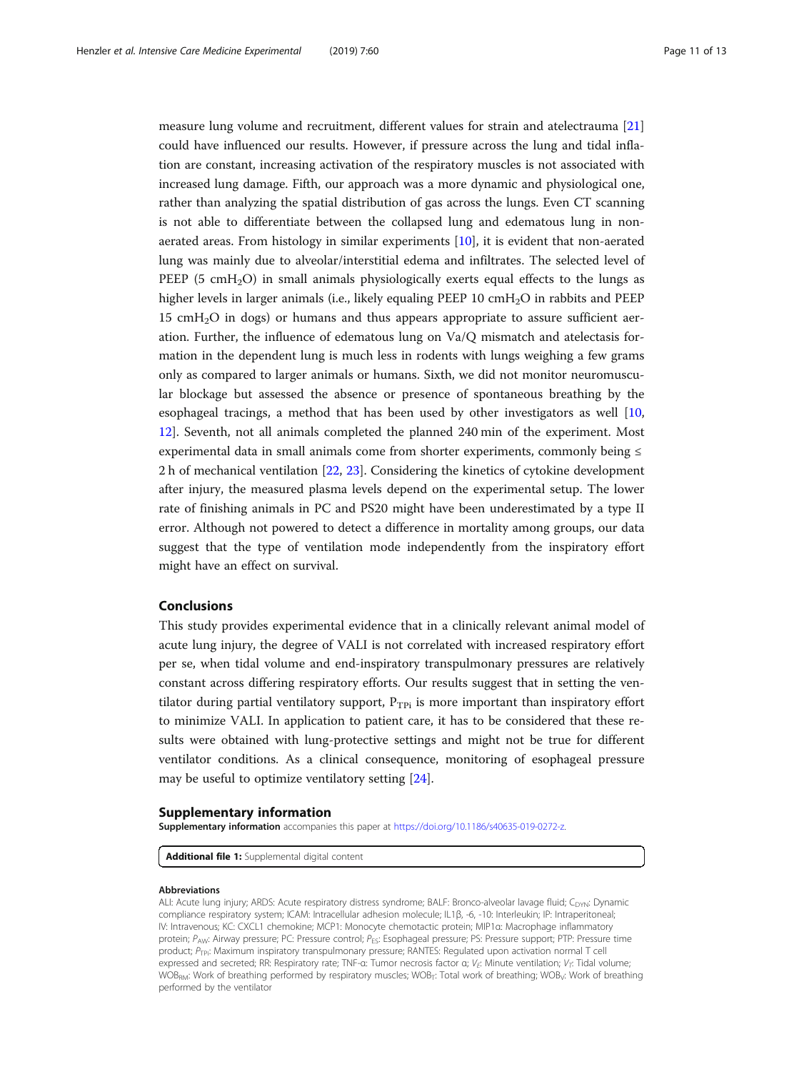measure lung volume and recruitment, different values for strain and atelectrauma [21] could have influenced our results. However, if pressure across the lung and tidal inflation are constant, increasing activation of the respiratory muscles is not associated with increased lung damage. Fifth, our approach was a more dynamic and physiological one, rather than analyzing the spatial distribution of gas across the lungs. Even CT scanning is not able to differentiate between the collapsed lung and edematous lung in non-aerated areas. From histology in similar experiments [10], it is evident that non-aerated lung was mainly due to alveolar/interstitial edema and infiltrates. The selected level of PEEP (5 $cmH_2O$) in small animals physiologically exerts equal effects to the lungs as higher levels in larger animals (i.e., likely equaling PEEP 10 $cmH_2O$ in rabbits and PEEP 15 $cmH_2O$ in dogs) or humans and thus appears appropriate to assure sufficient aeration. Further, the influence of edematous lung on Va/Q mismatch and atelectasis formation in the dependent lung is much less in rodents with lungs weighing a few grams only as compared to larger animals or humans. Sixth, we did not monitor neuromuscular blockage but assessed the absence or presence of spontaneous breathing by the esophageal tracings, a method that has been used by other investigators as well [10, 12]. Seventh, not all animals completed the planned 240 min of the experiment. Most experimental data in small animals come from shorter experiments, commonly being ≤ 2 h of mechanical ventilation [22, 23]. Considering the kinetics of cytokine development after injury, the measured plasma levels depend on the experimental setup. The lower rate of finishing animals in PC and PS20 might have been underestimated by a type II error. Although not powered to detect a difference in mortality among groups, our data suggest that the type of ventilation mode independently from the inspiratory effort might have an effect on survival.

## Conclusions

This study provides experimental evidence that in a clinically relevant animal model of acute lung injury, the degree of VALI is not correlated with increased respiratory effort per se, when tidal volume and end-inspiratory transpulmonary pressures are relatively constant across differing respiratory efforts. Our results suggest that in setting the ventilator during partial ventilatory support, $P_{TPi}$ is more important than inspiratory effort to minimize VALI. In application to patient care, it has to be considered that these results were obtained with lung-protective settings and might not be true for different ventilator conditions. As a clinical consequence, monitoring of esophageal pressure may be useful to optimize ventilatory setting [24].

## Supplementary information

**Supplementary information** accompanies this paper at https://doi.org/10.1186/s40635-019-0272-z.

**Additional file 1:** Supplemental digital content

#### Abbreviations

ALI: Acute lung injury; ARDS: Acute respiratory distress syndrome; BALF: Bronco-alveolar lavage fluid; $C_{DYN}$: Dynamic compliance respiratory system; ICAM: Intracellular adhesion molecule; IL1β, -6, -10: Interleukin; IP: Intraperitoneal; IV: Intravenous; KC: CXCL1 chemokine; MCP1: Monocyte chemotactic protein; MIP1α: Macrophage inflammatory protein; $P_{AW}$: Airway pressure; PC: Pressure control; $P_{ES}$: Esophageal pressure; PS: Pressure support; PTP: Pressure time product; $P_{TPi}$: Maximum inspiratory transpulmonary pressure; RANTES: Regulated upon activation normal T cell expressed and secreted; RR: Respiratory rate; TNF-α: Tumor necrosis factor α; $V_E$: Minute ventilation; $V_T$: Tidal volume; $WOB_{RM}$: Work of breathing performed by respiratory muscles; $WOB_T$: Total work of breathing; $WOB_V$: Work of breathing performed by the ventilator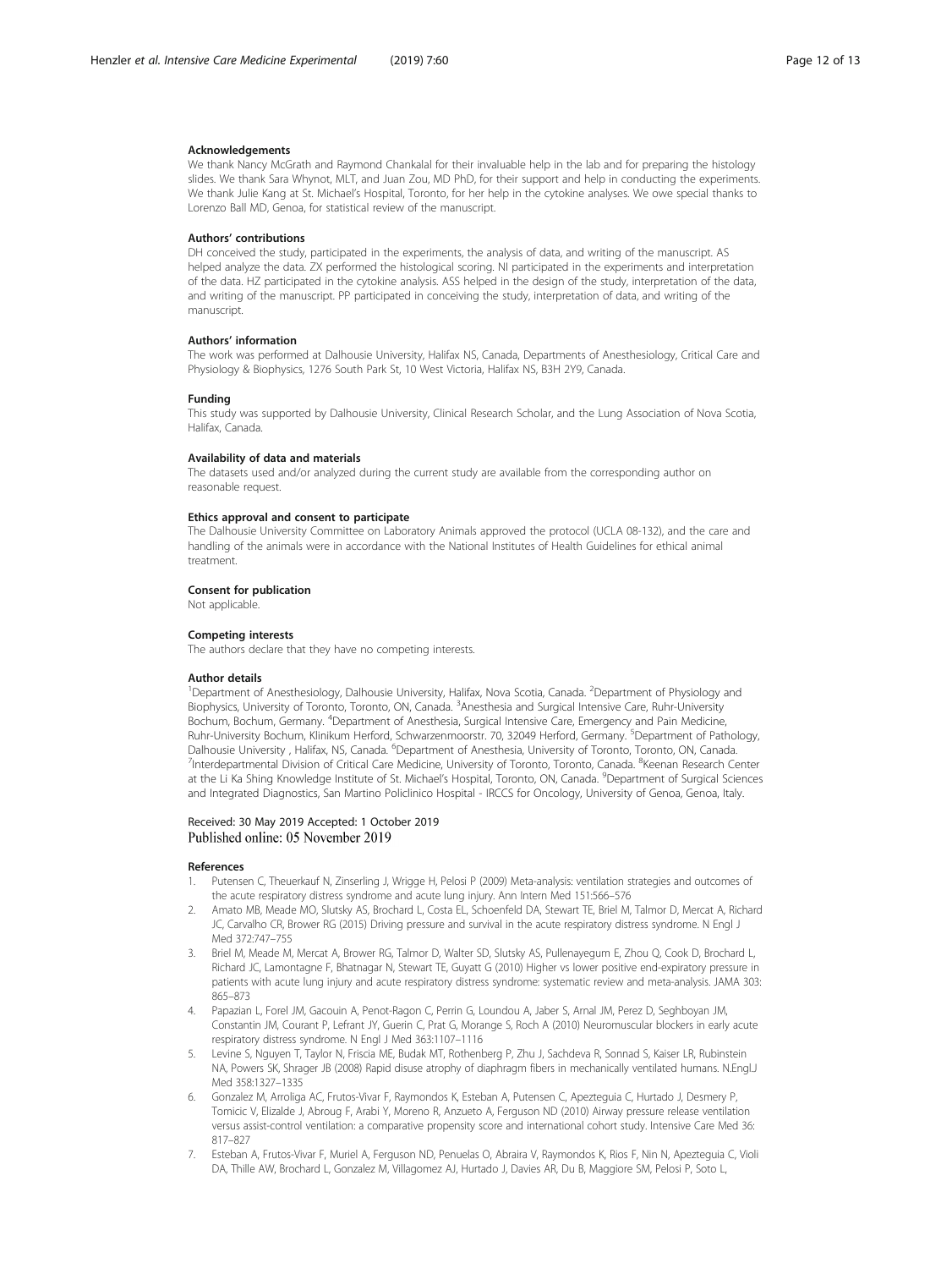#### Acknowledgements

We thank Nancy McGrath and Raymond Chankalal for their invaluable help in the lab and for preparing the histology slides. We thank Sara Whynot, MLT, and Juan Zou, MD PhD, for their support and help in conducting the experiments. We thank Julie Kang at St. Michael's Hospital, Toronto, for her help in the cytokine analyses. We owe special thanks to Lorenzo Ball MD, Genoa, for statistical review of the manuscript.

#### Authors' contributions

DH conceived the study, participated in the experiments, the analysis of data, and writing of the manuscript. AS helped analyze the data. ZX performed the histological scoring. NI participated in the experiments and interpretation of the data. HZ participated in the cytokine analysis. ASS helped in the design of the study, interpretation of the data, and writing of the manuscript. PP participated in conceiving the study, interpretation of data, and writing of the manuscript.

#### Authors' information

The work was performed at Dalhousie University, Halifax NS, Canada, Departments of Anesthesiology, Critical Care and Physiology & Biophysics, 1276 South Park St, 10 West Victoria, Halifax NS, B3H 2Y9, Canada.

#### Funding

This study was supported by Dalhousie University, Clinical Research Scholar, and the Lung Association of Nova Scotia, Halifax, Canada.

#### Availability of data and materials

The datasets used and/or analyzed during the current study are available from the corresponding author on reasonable request.

#### Ethics approval and consent to participate

The Dalhousie University Committee on Laboratory Animals approved the protocol (UCLA 08-132), and the care and handling of the animals were in accordance with the National Institutes of Health Guidelines for ethical animal treatment.

#### Consent for publication

Not applicable.

#### Competing interests

The authors declare that they have no competing interests.

#### Author details

[1]Department of Anesthesiology, Dalhousie University, Halifax, Nova Scotia, Canada. [2]Department of Physiology and Biophysics, University of Toronto, Toronto, ON, Canada. [3]Anesthesia and Surgical Intensive Care, Ruhr-University Bochum, Bochum, Germany. [4]Department of Anesthesia, Surgical Intensive Care, Emergency and Pain Medicine, Ruhr-University Bochum, Klinikum Herford, Schwarzenmoorstr. 70, 32049 Herford, Germany. [5]Department of Pathology, Dalhousie University , Halifax, NS, Canada. [6]Department of Anesthesia, University of Toronto, Toronto, ON, Canada. [7]Interdepartmental Division of Critical Care Medicine, University of Toronto, Toronto, Canada. [8]Keenan Research Center at the Li Ka Shing Knowledge Institute of St. Michael's Hospital, Toronto, ON, Canada. [9]Department of Surgical Sciences and Integrated Diagnostics, San Martino Policlinico Hospital - IRCCS for Oncology, University of Genoa, Genoa, Italy.

Received: 30 May 2019 Accepted: 1 October 2019
Published online: 05 November 2019

#### References

1. Putensen C, Theuerkauf N, Zinserling J, Wrigge H, Pelosi P (2009) Meta-analysis: ventilation strategies and outcomes of the acute respiratory distress syndrome and acute lung injury. Ann Intern Med 151:566–576
2. Amato MB, Meade MO, Slutsky AS, Brochard L, Costa EL, Schoenfeld DA, Stewart TE, Briel M, Talmor D, Mercat A, Richard JC, Carvalho CR, Brower RG (2015) Driving pressure and survival in the acute respiratory distress syndrome. N Engl J Med 372:747–755
3. Briel M, Meade M, Mercat A, Brower RG, Talmor D, Walter SD, Slutsky AS, Pullenayegum E, Zhou Q, Cook D, Brochard L, Richard JC, Lamontagne F, Bhatnagar N, Stewart TE, Guyatt G (2010) Higher vs lower positive end-expiratory pressure in patients with acute lung injury and acute respiratory distress syndrome: systematic review and meta-analysis. JAMA 303: 865–873
4. Papazian L, Forel JM, Gacouin A, Penot-Ragon C, Perrin G, Loundou A, Jaber S, Arnal JM, Perez D, Seghboyan JM, Constantin JM, Courant P, Lefrant JY, Guerin C, Prat G, Morange S, Roch A (2010) Neuromuscular blockers in early acute respiratory distress syndrome. N Engl J Med 363:1107–1116
5. Levine S, Nguyen T, Taylor N, Friscia ME, Budak MT, Rothenberg P, Zhu J, Sachdeva R, Sonnad S, Kaiser LR, Rubinstein NA, Powers SK, Shrager JB (2008) Rapid disuse atrophy of diaphragm fibers in mechanically ventilated humans. N.Engl.J Med 358:1327–1335
6. Gonzalez M, Arroliga AC, Frutos-Vivar F, Raymondos K, Esteban A, Putensen C, Apezteguia C, Hurtado J, Desmery P, Tomicic V, Elizalde J, Abroug F, Arabi Y, Moreno R, Anzueto A, Ferguson ND (2010) Airway pressure release ventilation versus assist-control ventilation: a comparative propensity score and international cohort study. Intensive Care Med 36: 817–827
7. Esteban A, Frutos-Vivar F, Muriel A, Ferguson ND, Penuelas O, Abraira V, Raymondos K, Rios F, Nin N, Apezteguia C, Violi DA, Thille AW, Brochard L, Gonzalez M, Villagomez AJ, Hurtado J, Davies AR, Du B, Maggiore SM, Pelosi P, Soto L,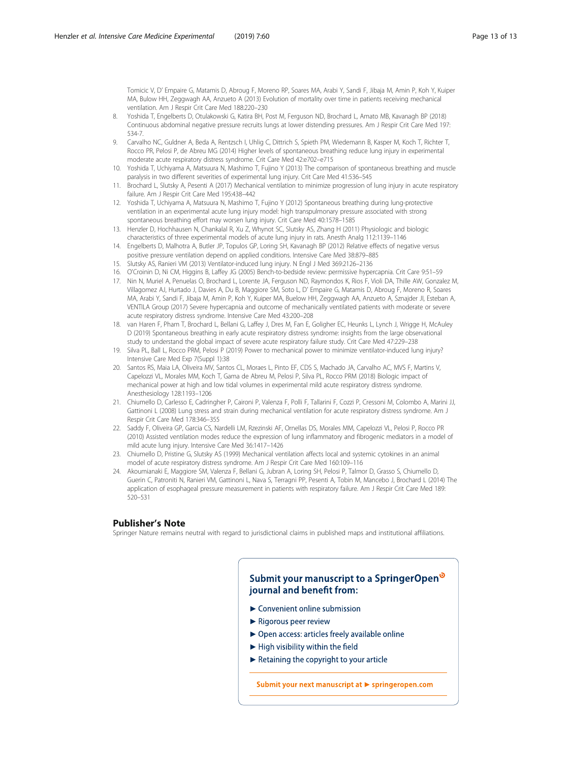Tomicic V, D' Empaire G, Matamis D, Abroug F, Moreno RP, Soares MA, Arabi Y, Sandi F, Jibaja M, Amin P, Koh Y, Kuiper MA, Bulow HH, Zeggwagh AA, Anzueto A (2013) Evolution of mortality over time in patients receiving mechanical ventilation. Am J Respir Crit Care Med 188:220–230

8. Yoshida T, Engelberts D, Otulakowski G, Katira BH, Post M, Ferguson ND, Brochard L, Amato MB, Kavanagh BP (2018) Continuous abdominal negative pressure recruits lungs at lower distending pressures. Am J Respir Crit Care Med 197: 534-7.
9. Carvalho NC, Guldner A, Beda A, Rentzsch I, Uhlig C, Dittrich S, Spieth PM, Wiedemann B, Kasper M, Koch T, Richter T, Rocco PR, Pelosi P, de Abreu MG (2014) Higher levels of spontaneous breathing reduce lung injury in experimental moderate acute respiratory distress syndrome. Crit Care Med 42:e702–e715
10. Yoshida T, Uchiyama A, Matsuura N, Mashimo T, Fujino Y (2013) The comparison of spontaneous breathing and muscle paralysis in two different severities of experimental lung injury. Crit Care Med 41:536–545
11. Brochard L, Slutsky A, Pesenti A (2017) Mechanical ventilation to minimize progression of lung injury in acute respiratory failure. Am J Respir Crit Care Med 195:438–442
12. Yoshida T, Uchiyama A, Matsuura N, Mashimo T, Fujino Y (2012) Spontaneous breathing during lung-protective ventilation in an experimental acute lung injury model: high transpulmonary pressure associated with strong spontaneous breathing effort may worsen lung injury. Crit Care Med 40:1578–1585
13. Henzler D, Hochhausen N, Chankalal R, Xu Z, Whynot SC, Slutsky AS, Zhang H (2011) Physiologic and biologic characteristics of three experimental models of acute lung injury in rats. Anesth Analg 112:1139–1146
14. Engelberts D, Malhotra A, Butler JP, Topulos GP, Loring SH, Kavanagh BP (2012) Relative effects of negative versus positive pressure ventilation depend on applied conditions. Intensive Care Med 38:879–885
15. Slutsky AS, Ranieri VM (2013) Ventilator-induced lung injury. N Engl J Med 369:2126–2136
16. O'Croinin D, Ni CM, Higgins B, Laffey JG (2005) Bench-to-bedside review: permissive hypercapnia. Crit Care 9:51–59
17. Nin N, Muriel A, Penuelas O, Brochard L, Lorente JA, Ferguson ND, Raymondos K, Rios F, Violi DA, Thille AW, Gonzalez M, Villagomez AJ, Hurtado J, Davies A, Du B, Maggiore SM, Soto L, D' Empaire G, Matamis D, Abroug F, Moreno R, Soares MA, Arabi Y, Sandi F, Jibaja M, Amin P, Koh Y, Kuiper MA, Buelow HH, Zeggwagh AA, Anzueto A, Sznajder JI, Esteban A, VENTILA Group (2017) Severe hypercapnia and outcome of mechanically ventilated patients with moderate or severe acute respiratory distress syndrome. Intensive Care Med 43:200–208
18. van Haren F, Pham T, Brochard L, Bellani G, Laffey J, Dres M, Fan E, Goligher EC, Heunks L, Lynch J, Wrigge H, McAuley D (2019) Spontaneous breathing in early acute respiratory distress syndrome: insights from the large observational study to understand the global impact of severe acute respiratory failure study. Crit Care Med 47:229–238
19. Silva PL, Ball L, Rocco PRM, Pelosi P (2019) Power to mechanical power to minimize ventilator-induced lung injury? Intensive Care Med Exp 7(Suppl 1):38
20. Santos RS, Maia LA, Oliveira MV, Santos CL, Moraes L, Pinto EF, CDS S, Machado JA, Carvalho AC, MVS F, Martins V, Capelozzi VL, Morales MM, Koch T, Gama de Abreu M, Pelosi P, Silva PL, Rocco PRM (2018) Biologic impact of mechanical power at high and low tidal volumes in experimental mild acute respiratory distress syndrome. Anesthesiology 128:1193–1206
21. Chiumello D, Carlesso E, Cadringher P, Caironi P, Valenza F, Polli F, Tallarini F, Cozzi P, Cressoni M, Colombo A, Marini JJ, Gattinoni L (2008) Lung stress and strain during mechanical ventilation for acute respiratory distress syndrome. Am J Respir Crit Care Med 178:346–355
22. Saddy F, Oliveira GP, Garcia CS, Nardelli LM, Rzezinski AF, Ornellas DS, Morales MM, Capelozzi VL, Pelosi P, Rocco PR (2010) Assisted ventilation modes reduce the expression of lung inflammatory and fibrogenic mediators in a model of mild acute lung injury. Intensive Care Med 36:1417–1426
23. Chiumello D, Pristine G, Slutsky AS (1999) Mechanical ventilation affects local and systemic cytokines in an animal model of acute respiratory distress syndrome. Am J Respir Crit Care Med 160:109–116
24. Akoumianaki E, Maggiore SM, Valenza F, Bellani G, Jubran A, Loring SH, Pelosi P, Talmor D, Grasso S, Chiumello D, Guerin C, Patroniti N, Ranieri VM, Gattinoni L, Nava S, Terragni PP, Pesenti A, Tobin M, Mancebo J, Brochard L (2014) The application of esophageal pressure measurement in patients with respiratory failure. Am J Respir Crit Care Med 189: 520–531

## Publisher's Note

Springer Nature remains neutral with regard to jurisdictional claims in published maps and institutional affiliations.

**Submit your manuscript to a SpringerOpen journal and benefit from:**

- ► Convenient online submission
- ► Rigorous peer review
- ► Open access: articles freely available online
- ► High visibility within the field
- ► Retaining the copyright to your article

**Submit your next manuscript at ► springeropen.com**